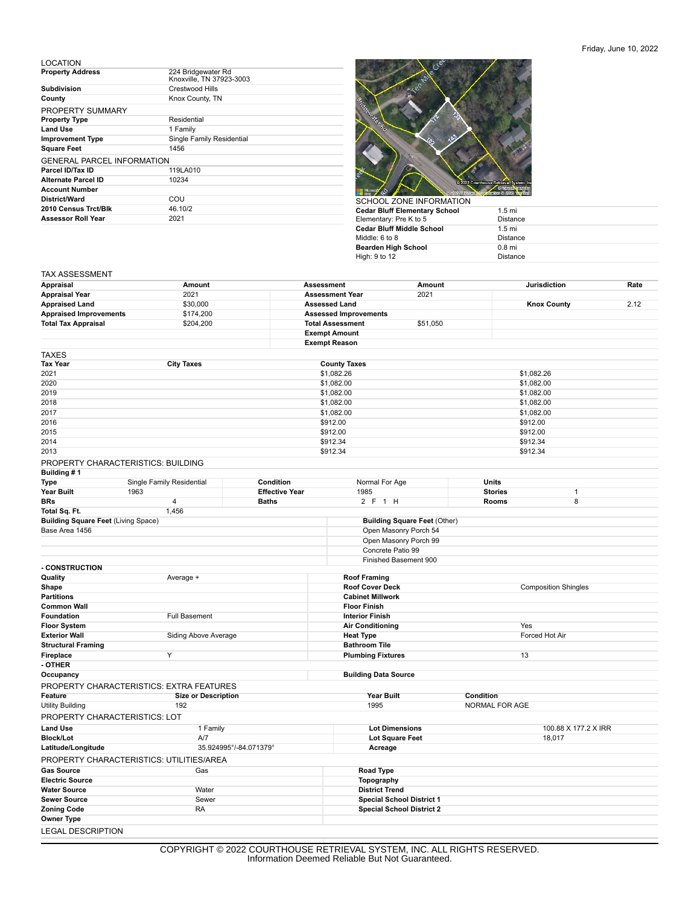Friday, June 10, 2022

## LOCATION

| | |
|---|---|
| **Property Address** | 224 Bridgewater Rd<br>Knoxville, TN 37923-3003 |
| **Subdivision** | Crestwood Hills |
| **County** | Knox County, TN |

## PROPERTY SUMMARY

| | |
|---|---|
| **Property Type** | Residential |
| **Land Use** | 1 Family |
| **Improvement Type** | Single Family Residential |
| **Square Feet** | 1456 |

## GENERAL PARCEL INFORMATION

| | |
|---|---|
| **Parcel ID/Tax ID** | 119LA010 |
| **Alternate Parcel ID** | 10234 |
| **Account Number** | |
| **District/Ward** | COU |
| **2010 Census Trct/Blk** | 46.10/2 |
| **Assessor Roll Year** | 2021 |

## SCHOOL ZONE INFORMATION

| | |
|---|---|
| **Cedar Bluff Elementary School**<br>Elementary: Pre K to 5 | 1.5 mi<br>Distance |
| **Cedar Bluff Middle School**<br>Middle: 6 to 8 | 1.5 mi<br>Distance |
| **Bearden High School**<br>High: 9 to 12 | 0.8 mi<br>Distance |

## TAX ASSESSMENT

| Appraisal | Amount | Assessment | Amount | Jurisdiction | Rate |
|---|---|---|---|---|---|
| **Appraisal Year** | 2021 | **Assessment Year** | 2021 | | |
| **Appraised Land** | $30,000 | **Assessed Land** | | **Knox County** | 2.12 |
| **Appraised Improvements** | $174,200 | **Assessed Improvements** | | | |
| **Total Tax Appraisal** | $204,200 | **Total Assessment** | $51,050 | | |
| | | **Exempt Amount** | | | |
| | | **Exempt Reason** | | | |

## TAXES

| Tax Year | City Taxes | County Taxes | |
|---|---|---|---|
| 2021 | | $1,082.26 | $1,082.26 |
| 2020 | | $1,082.00 | $1,082.00 |
| 2019 | | $1,082.00 | $1,082.00 |
| 2018 | | $1,082.00 | $1,082.00 |
| 2017 | | $1,082.00 | $1,082.00 |
| 2016 | | $912.00 | $912.00 |
| 2015 | | $912.00 | $912.00 |
| 2014 | | $912.34 | $912.34 |
| 2013 | | $912.34 | $912.34 |

## PROPERTY CHARACTERISTICS: BUILDING

**Building # 1**

| | | | | | |
|---|---|---|---|---|---|
| **Type** | Single Family Residential | **Condition** | Normal For Age | **Units** | |
| **Year Built** | 1963 | **Effective Year** | 1985 | **Stories** | 1 |
| **BRs** | 4 | **Baths** | 2 F 1 H | **Rooms** | 8 |
| **Total Sq. Ft.** | 1,456 | | | | |

| **Building Square Feet** (Living Space) | **Building Square Feet** (Other) |
|---|---|
| Base Area 1456 | Open Masonry Porch 54 |
| | Open Masonry Porch 99 |
| | Concrete Patio 99 |
| | Finished Basement 900 |

**- CONSTRUCTION**

| | | | |
|---|---|---|---|
| **Quality** | Average + | **Roof Framing** | |
| **Shape** | | **Roof Cover Deck** | Composition Shingles |
| **Partitions** | | **Cabinet Millwork** | |
| **Common Wall** | | **Floor Finish** | |
| **Foundation** | Full Basement | **Interior Finish** | |
| **Floor System** | | **Air Conditioning** | Yes |
| **Exterior Wall** | Siding Above Average | **Heat Type** | Forced Hot Air |
| **Structural Framing** | | **Bathroom Tile** | |
| **Fireplace** | Y | **Plumbing Fixtures** | 13 |

**- OTHER**

| | | | |
|---|---|---|---|
| **Occupancy** | | **Building Data Source** | |

## PROPERTY CHARACTERISTICS: EXTRA FEATURES

| Feature | Size or Description | Year Built | Condition |
|---|---|---|---|
| Utility Building | 192 | 1995 | NORMAL FOR AGE |

## PROPERTY CHARACTERISTICS: LOT

| | | | |
|---|---|---|---|
| **Land Use** | 1 Family | **Lot Dimensions** | 100.88 X 177.2 X IRR |
| **Block/Lot** | A/7 | **Lot Square Feet** | 18,017 |
| **Latitude/Longitude** | 35.924995°/-84.071379° | **Acreage** | |

## PROPERTY CHARACTERISTICS: UTILITIES/AREA

| | | | |
|---|---|---|---|
| **Gas Source** | Gas | **Road Type** | |
| **Electric Source** | | **Topography** | |
| **Water Source** | Water | **District Trend** | |
| **Sewer Source** | Sewer | **Special School District 1** | |
| **Zoning Code** | RA | **Special School District 2** | |
| **Owner Type** | | | |

## LEGAL DESCRIPTION

COPYRIGHT © 2022 COURTHOUSE RETRIEVAL SYSTEM, INC. ALL RIGHTS RESERVED.
Information Deemed Reliable But Not Guaranteed.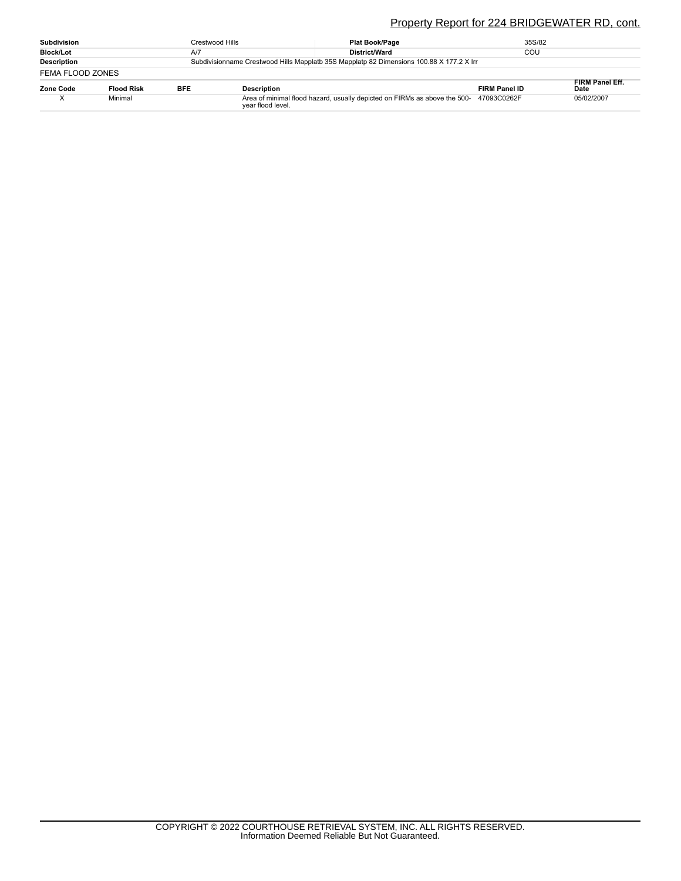| | | | |
|---|---|---|---|
| **Subdivision** | Crestwood Hills | **Plat Book/Page** | 35S/82 |
| **Block/Lot** | A/7 | **District/Ward** | COU |
| **Description** | Subdivisionname Crestwood Hills Mapplatb 35S Mapplatp 82 Dimensions 100.88 X 177.2 X Irr | | |

FEMA FLOOD ZONES

| Zone Code | Flood Risk | BFE | Description | FIRM Panel ID | FIRM Panel Eff. Date |
|---|---|---|---|---|---|
| X | Minimal | | Area of minimal flood hazard, usually depicted on FIRMs as above the 500-year flood level. | 47093C0262F | 05/02/2007 |

COPYRIGHT © 2022 COURTHOUSE RETRIEVAL SYSTEM, INC. ALL RIGHTS RESERVED.
Information Deemed Reliable But Not Guaranteed.